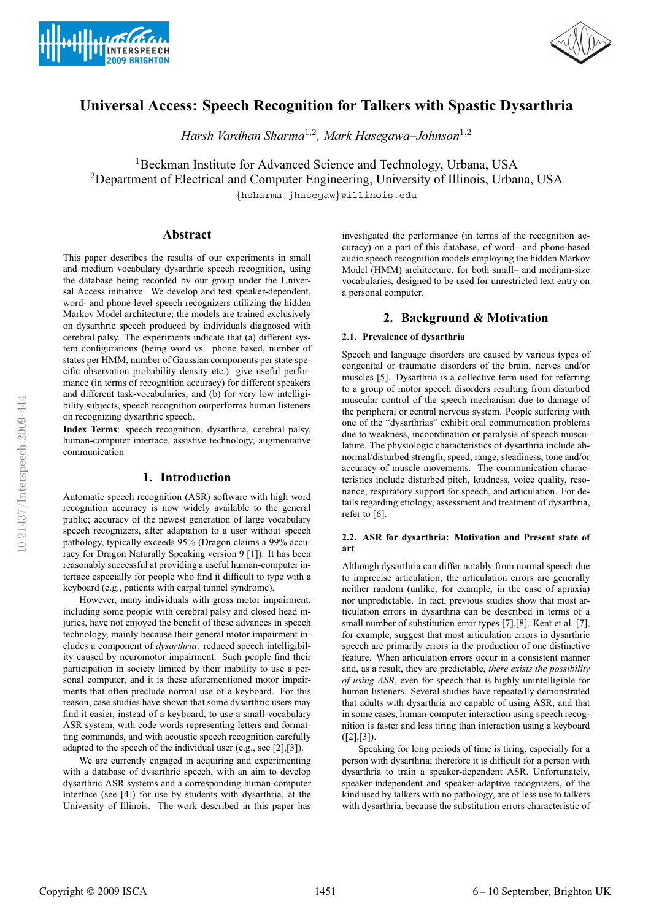# Universal Access: Speech Recognition for Talkers with Spastic Dysarthria

*Harsh Vardhan Sharma*[1,2], *Mark Hasegawa–Johnson*[1,2]

[1]Beckman Institute for Advanced Science and Technology, Urbana, USA
[2]Department of Electrical and Computer Engineering, University of Illinois, Urbana, USA

{hsharma,jhasegaw}@illinois.edu

## Abstract

This paper describes the results of our experiments in small and medium vocabulary dysarthric speech recognition, using the database being recorded by our group under the Universal Access initiative. We develop and test speaker-dependent, word- and phone-level speech recognizers utilizing the hidden Markov Model architecture; the models are trained exclusively on dysarthric speech produced by individuals diagnosed with cerebral palsy. The experiments indicate that (a) different system configurations (being word vs. phone based, number of states per HMM, number of Gaussian components per state specific observation probability density etc.) give useful performance (in terms of recognition accuracy) for different speakers and different task-vocabularies, and (b) for very low intelligibility subjects, speech recognition outperforms human listeners on recognizing dysarthric speech.

**Index Terms**: speech recognition, dysarthria, cerebral palsy, human-computer interface, assistive technology, augmentative communication

## 1. Introduction

Automatic speech recognition (ASR) software with high word recognition accuracy is now widely available to the general public; accuracy of the newest generation of large vocabulary speech recognizers, after adaptation to a user without speech pathology, typically exceeds 95% (Dragon claims a 99% accuracy for Dragon Naturally Speaking version 9 [1]). It has been reasonably successful at providing a useful human-computer interface especially for people who find it difficult to type with a keyboard (e.g., patients with carpal tunnel syndrome).

However, many individuals with gross motor impairment, including some people with cerebral palsy and closed head injuries, have not enjoyed the benefit of these advances in speech technology, mainly because their general motor impairment includes a component of *dysarthria*: reduced speech intelligibility caused by neuromotor impairment. Such people find their participation in society limited by their inability to use a personal computer, and it is these aforementioned motor impairments that often preclude normal use of a keyboard. For this reason, case studies have shown that some dysarthric users may find it easier, instead of a keyboard, to use a small-vocabulary ASR system, with code words representing letters and formatting commands, and with acoustic speech recognition carefully adapted to the speech of the individual user (e.g., see [2],[3]).

We are currently engaged in acquiring and experimenting with a database of dysarthric speech, with an aim to develop dysarthric ASR systems and a corresponding human-computer interface (see [4]) for use by students with dysarthria, at the University of Illinois. The work described in this paper has investigated the performance (in terms of the recognition accuracy) on a part of this database, of word– and phone-based audio speech recognition models employing the hidden Markov Model (HMM) architecture, for both small– and medium-size vocabularies, designed to be used for unrestricted text entry on a personal computer.

## 2. Background & Motivation

### 2.1. Prevalence of dysarthria

Speech and language disorders are caused by various types of congenital or traumatic disorders of the brain, nerves and/or muscles [5]. Dysarthria is a collective term used for referring to a group of motor speech disorders resulting from disturbed muscular control of the speech mechanism due to damage of the peripheral or central nervous system. People suffering with one of the "dysarthrias" exhibit oral communication problems due to weakness, incoordination or paralysis of speech musculature. The physiologic characteristics of dysarthria include abnormal/disturbed strength, speed, range, steadiness, tone and/or accuracy of muscle movements. The communication characteristics include disturbed pitch, loudness, voice quality, resonance, respiratory support for speech, and articulation. For details regarding etiology, assessment and treatment of dysarthria, refer to [6].

### 2.2. ASR for dysarthria: Motivation and Present state of art

Although dysarthria can differ notably from normal speech due to imprecise articulation, the articulation errors are generally neither random (unlike, for example, in the case of apraxia) nor unpredictable. In fact, previous studies show that most articulation errors in dysarthria can be described in terms of a small number of substitution error types [7],[8]. Kent et al. [7], for example, suggest that most articulation errors in dysarthric speech are primarily errors in the production of one distinctive feature. When articulation errors occur in a consistent manner and, as a result, they are predictable, *there exists the possibility of using ASR*, even for speech that is highly unintelligible for human listeners. Several studies have repeatedly demonstrated that adults with dysarthria are capable of using ASR, and that in some cases, human-computer interaction using speech recognition is faster and less tiring than interaction using a keyboard ([2],[3]).

Speaking for long periods of time is tiring, especially for a person with dysarthria; therefore it is difficult for a person with dysarthria to train a speaker-dependent ASR. Unfortunately, speaker-independent and speaker-adaptive recognizers, of the kind used by talkers with no pathology, are of less use to talkers with dysarthria, because the substitution errors characteristic of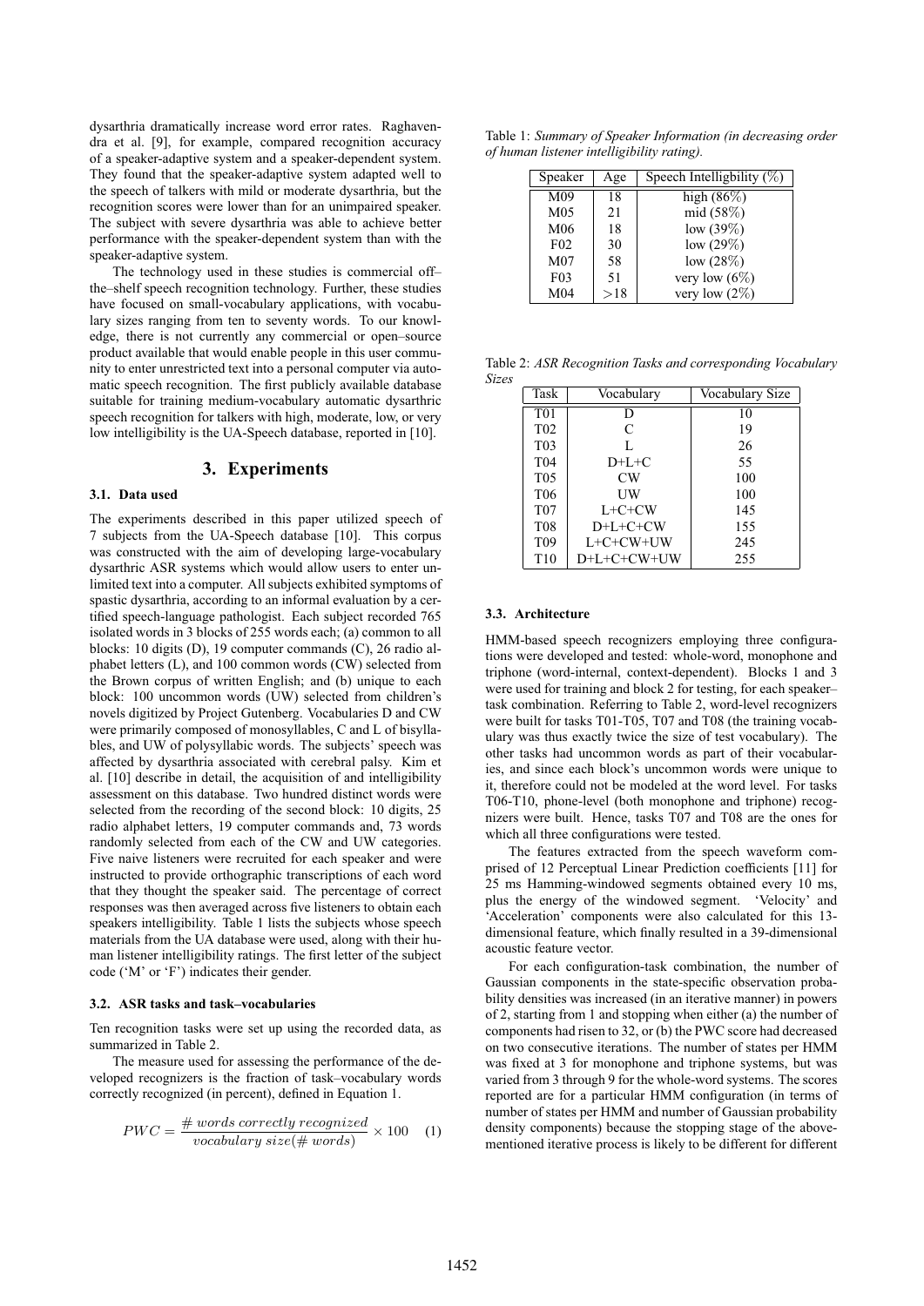dysarthria dramatically increase word error rates. Raghavendra et al. [9], for example, compared recognition accuracy of a speaker-adaptive system and a speaker-dependent system. They found that the speaker-adaptive system adapted well to the speech of talkers with mild or moderate dysarthria, but the recognition scores were lower than for an unimpaired speaker. The subject with severe dysarthria was able to achieve better performance with the speaker-dependent system than with the speaker-adaptive system.

The technology used in these studies is commercial off–the–shelf speech recognition technology. Further, these studies have focused on small-vocabulary applications, with vocabulary sizes ranging from ten to seventy words. To our knowledge, there is not currently any commercial or open–source product available that would enable people in this user community to enter unrestricted text into a personal computer via automatic speech recognition. The first publicly available database suitable for training medium-vocabulary automatic dysarthric speech recognition for talkers with high, moderate, low, or very low intelligibility is the UA-Speech database, reported in [10].

## 3. Experiments

### 3.1. Data used

The experiments described in this paper utilized speech of 7 subjects from the UA-Speech database [10]. This corpus was constructed with the aim of developing large-vocabulary dysarthric ASR systems which would allow users to enter unlimited text into a computer. All subjects exhibited symptoms of spastic dysarthria, according to an informal evaluation by a certified speech-language pathologist. Each subject recorded 765 isolated words in 3 blocks of 255 words each; (a) common to all blocks: 10 digits (D), 19 computer commands (C), 26 radio alphabet letters (L), and 100 common words (CW) selected from the Brown corpus of written English; and (b) unique to each block: 100 uncommon words (UW) selected from children's novels digitized by Project Gutenberg. Vocabularies D and CW were primarily composed of monosyllables, C and L of bisyllables, and UW of polysyllabic words. The subjects' speech was affected by dysarthria associated with cerebral palsy. Kim et al. [10] describe in detail, the acquisition of and intelligibility assessment on this database. Two hundred distinct words were selected from the recording of the second block: 10 digits, 25 radio alphabet letters, 19 computer commands and, 73 words randomly selected from each of the CW and UW categories. Five naive listeners were recruited for each speaker and were instructed to provide orthographic transcriptions of each word that they thought the speaker said. The percentage of correct responses was then averaged across five listeners to obtain each speakers intelligibility. Table 1 lists the subjects whose speech materials from the UA database were used, along with their human listener intelligibility ratings. The first letter of the subject code ('M' or 'F') indicates their gender.

### 3.2. ASR tasks and task–vocabularies

Ten recognition tasks were set up using the recorded data, as summarized in Table 2.

The measure used for assessing the performance of the developed recognizers is the fraction of task–vocabulary words correctly recognized (in percent), defined in Equation 1.

$$PWC = \frac{\#\ words\ correctly\ recognized}{vocabulary\ size (\#\ words)} \times 100 \quad (1)$$

Table 1: *Summary of Speaker Information (in decreasing order of human listener intelligibility rating).*

| Speaker | Age | Speech Intelligibility (%) |
|---|---|---|
| M09 | 18 | high (86%) |
| M05 | 21 | mid (58%) |
| M06 | 18 | low (39%) |
| F02 | 30 | low (29%) |
| M07 | 58 | low (28%) |
| F03 | 51 | very low (6%) |
| M04 | >18 | very low (2%) |

Table 2: *ASR Recognition Tasks and corresponding Vocabulary Sizes*

| Task | Vocabulary | Vocabulary Size |
|---|---|---|
| T01 | D | 10 |
| T02 | C | 19 |
| T03 | L | 26 |
| T04 | D+L+C | 55 |
| T05 | CW | 100 |
| T06 | UW | 100 |
| T07 | L+C+CW | 145 |
| T08 | D+L+C+CW | 155 |
| T09 | L+C+CW+UW | 245 |
| T10 | D+L+C+CW+UW | 255 |

### 3.3. Architecture

HMM-based speech recognizers employing three configurations were developed and tested: whole-word, monophone and triphone (word-internal, context-dependent). Blocks 1 and 3 were used for training and block 2 for testing, for each speaker–task combination. Referring to Table 2, word-level recognizers were built for tasks T01-T05, T07 and T08 (the training vocabulary was thus exactly twice the size of test vocabulary). The other tasks had uncommon words as part of their vocabularies, and since each block's uncommon words were unique to it, therefore could not be modeled at the word level. For tasks T06-T10, phone-level (both monophone and triphone) recognizers were built. Hence, tasks T07 and T08 are the ones for which all three configurations were tested.

The features extracted from the speech waveform comprised of 12 Perceptual Linear Prediction coefficients [11] for 25 ms Hamming-windowed segments obtained every 10 ms, plus the energy of the windowed segment. 'Velocity' and 'Acceleration' components were also calculated for this 13-dimensional feature, which finally resulted in a 39-dimensional acoustic feature vector.

For each configuration-task combination, the number of Gaussian components in the state-specific observation probability densities was increased (in an iterative manner) in powers of 2, starting from 1 and stopping when either (a) the number of components had risen to 32, or (b) the PWC score had decreased on two consecutive iterations. The number of states per HMM was fixed at 3 for monophone and triphone systems, but was varied from 3 through 9 for the whole-word systems. The scores reported are for a particular HMM configuration (in terms of number of states per HMM and number of Gaussian probability density components) because the stopping stage of the above-mentioned iterative process is likely to be different for different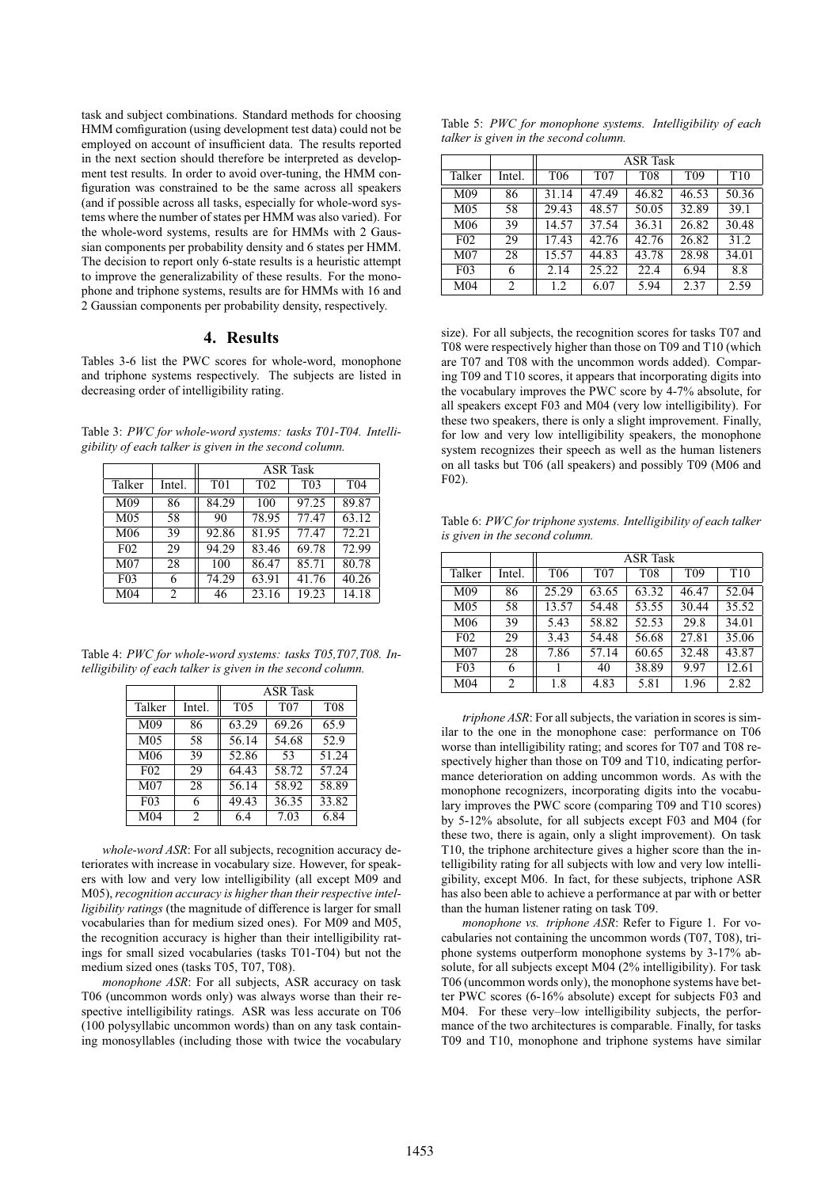task and subject combinations. Standard methods for choosing HMM comfiguration (using development test data) could not be employed on account of insufficient data. The results reported in the next section should therefore be interpreted as development test results. In order to avoid over-tuning, the HMM configuration was constrained to be the same across all speakers (and if possible across all tasks, especially for whole-word systems where the number of states per HMM was also varied). For the whole-word systems, results are for HMMs with 2 Gaussian components per probability density and 6 states per HMM. The decision to report only 6-state results is a heuristic attempt to improve the generalizability of these results. For the monophone and triphone systems, results are for HMMs with 16 and 2 Gaussian components per probability density, respectively.

## 4. Results

Tables 3-6 list the PWC scores for whole-word, monophone and triphone systems respectively. The subjects are listed in decreasing order of intelligibility rating.

Table 3: *PWC for whole-word systems: tasks T01-T04. Intelligibility of each talker is given in the second column.*

| | | ASR Task | | | |
|---|---|---|---|---|---|
| Talker | Intel. | T01 | T02 | T03 | T04 |
| M09 | 86 | 84.29 | 100 | 97.25 | 89.87 |
| M05 | 58 | 90 | 78.95 | 77.47 | 63.12 |
| M06 | 39 | 92.86 | 81.95 | 77.47 | 72.21 |
| F02 | 29 | 94.29 | 83.46 | 69.78 | 72.99 |
| M07 | 28 | 100 | 86.47 | 85.71 | 80.78 |
| F03 | 6 | 74.29 | 63.91 | 41.76 | 40.26 |
| M04 | 2 | 46 | 23.16 | 19.23 | 14.18 |

Table 4: *PWC for whole-word systems: tasks T05,T07,T08. Intelligibility of each talker is given in the second column.*

| | | ASR Task | | |
|---|---|---|---|---|
| Talker | Intel. | T05 | T07 | T08 |
| M09 | 86 | 63.29 | 69.26 | 65.9 |
| M05 | 58 | 56.14 | 54.68 | 52.9 |
| M06 | 39 | 52.86 | 53 | 51.24 |
| F02 | 29 | 64.43 | 58.72 | 57.24 |
| M07 | 28 | 56.14 | 58.92 | 58.89 |
| F03 | 6 | 49.43 | 36.35 | 33.82 |
| M04 | 2 | 6.4 | 7.03 | 6.84 |

*whole-word ASR*: For all subjects, recognition accuracy deteriorates with increase in vocabulary size. However, for speakers with low and very low intelligibility (all except M09 and M05), *recognition accuracy is higher than their respective intelligibility ratings* (the magnitude of difference is larger for small vocabularies than for medium sized ones). For M09 and M05, the recognition accuracy is higher than their intelligibility ratings for small sized vocabularies (tasks T01-T04) but not the medium sized ones (tasks T05, T07, T08).

*monophone ASR*: For all subjects, ASR accuracy on task T06 (uncommon words only) was always worse than their respective intelligibility ratings. ASR was less accurate on T06 (100 polysyllabic uncommon words) than on any task containing monosyllables (including those with twice the vocabulary size). For all subjects, the recognition scores for tasks T07 and T08 were respectively higher than those on T09 and T10 (which are T07 and T08 with the uncommon words added). Comparing T09 and T10 scores, it appears that incorporating digits into the vocabulary improves the PWC score by 4-7% absolute, for all speakers except F03 and M04 (very low intelligibility). For these two speakers, there is only a slight improvement. Finally, for low and very low intelligibility speakers, the monophone system recognizes their speech as well as the human listeners on all tasks but T06 (all speakers) and possibly T09 (M06 and F02).

Table 5: *PWC for monophone systems. Intelligibility of each talker is given in the second column.*

| | | ASR Task | | | | |
|---|---|---|---|---|---|---|
| Talker | Intel. | T06 | T07 | T08 | T09 | T10 |
| M09 | 86 | 31.14 | 47.49 | 46.82 | 46.53 | 50.36 |
| M05 | 58 | 29.43 | 48.57 | 50.05 | 32.89 | 39.1 |
| M06 | 39 | 14.57 | 37.54 | 36.31 | 26.82 | 30.48 |
| F02 | 29 | 17.43 | 42.76 | 42.76 | 26.82 | 31.2 |
| M07 | 28 | 15.57 | 44.83 | 43.78 | 28.98 | 34.01 |
| F03 | 6 | 2.14 | 25.22 | 22.4 | 6.94 | 8.8 |
| M04 | 2 | 1.2 | 6.07 | 5.94 | 2.37 | 2.59 |

Table 6: *PWC for triphone systems. Intelligibility of each talker is given in the second column.*

| | | ASR Task | | | | |
|---|---|---|---|---|---|---|
| Talker | Intel. | T06 | T07 | T08 | T09 | T10 |
| M09 | 86 | 25.29 | 63.65 | 63.32 | 46.47 | 52.04 |
| M05 | 58 | 13.57 | 54.48 | 53.55 | 30.44 | 35.52 |
| M06 | 39 | 5.43 | 58.82 | 52.53 | 29.8 | 34.01 |
| F02 | 29 | 3.43 | 54.48 | 56.68 | 27.81 | 35.06 |
| M07 | 28 | 7.86 | 57.14 | 60.65 | 32.48 | 43.87 |
| F03 | 6 | 1 | 40 | 38.89 | 9.97 | 12.61 |
| M04 | 2 | 1.8 | 4.83 | 5.81 | 1.96 | 2.82 |

*triphone ASR*: For all subjects, the variation in scores is similar to the one in the monophone case: performance on T06 worse than intelligibility rating; and scores for T07 and T08 respectively higher than those on T09 and T10, indicating performance deterioration on adding uncommon words. As with the monophone recognizers, incorporating digits into the vocabulary improves the PWC score (comparing T09 and T10 scores) by 5-12% absolute, for all subjects except F03 and M04 (for these two, there is again, only a slight improvement). On task T10, the triphone architecture gives a higher score than the intelligibility rating for all subjects with low and very low intelligibility, except M06. In fact, for these subjects, triphone ASR has also been able to achieve a performance at par with or better than the human listener rating on task T09.

*monophone vs. triphone ASR*: Refer to Figure 1. For vocabularies not containing the uncommon words (T07, T08), triphone systems outperform monophone systems by 3-17% absolute, for all subjects except M04 (2% intelligibility). For task T06 (uncommon words only), the monophone systems have better PWC scores (6-16% absolute) except for subjects F03 and M04. For these very–low intelligibility subjects, the performance of the two architectures is comparable. Finally, for tasks T09 and T10, monophone and triphone systems have similar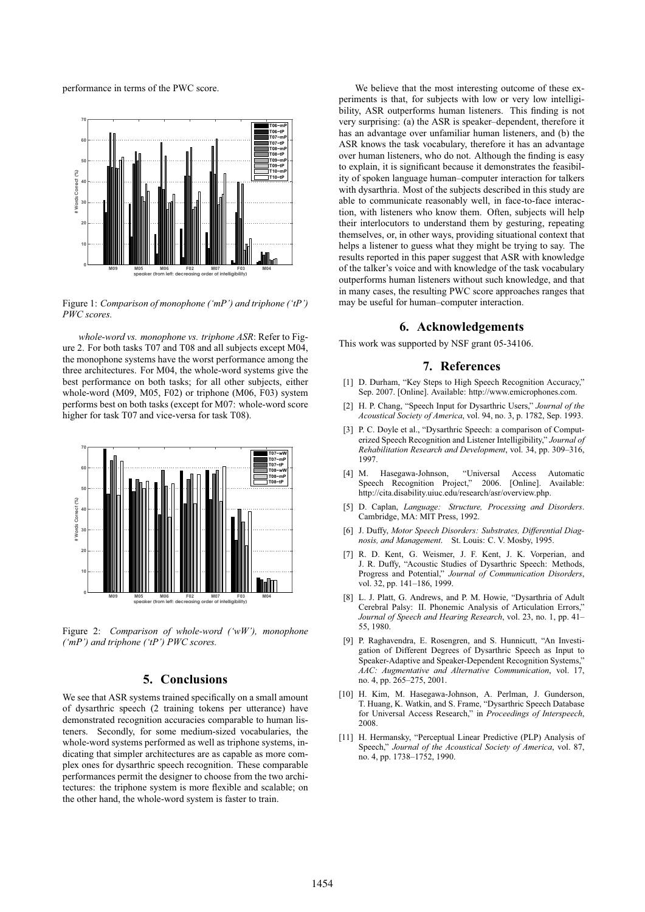performance in terms of the PWC score.

70
60
50
40
30
20
10
0

# Words Correct (%)

T06−mP
T06−tP
T07−mP
T07−tP
T08−mP
T08−tP
T09−mP
T09−tP
T10−mP
T10−tP

M09 M05 M06 F02 M07 F03 M04

speaker (from left: decreasing order of intelligibility)

Figure 1: *Comparison of monophone ('mP') and triphone ('tP') PWC scores.*

*whole-word vs. monophone vs. triphone ASR*: Refer to Figure 2. For both tasks T07 and T08 and all subjects except M04, the monophone systems have the worst performance among the three architectures. For M04, the whole-word systems give the best performance on both tasks; for all other subjects, either whole-word (M09, M05, F02) or triphone (M06, F03) system performs best on both tasks (except for M07: whole-word score higher for task T07 and vice-versa for task T08).

70
60
50
40
30
20
10
0

# Words Correct (%)

T07−wW
T07−mP
T07−tP
T08−wW
T08−mP
T08−tP

M09 M05 M06 F02 M07 F03 M04

speaker (from left: decreasing order of intelligibility)

Figure 2: *Comparison of whole-word ('wW'), monophone ('mP') and triphone ('tP') PWC scores.*

## 5. Conclusions

We see that ASR systems trained specifically on a small amount of dysarthric speech (2 training tokens per utterance) have demonstrated recognition accuracies comparable to human listeners. Secondly, for some medium-sized vocabularies, the whole-word systems performed as well as triphone systems, indicating that simpler architectures are as capable as more complex ones for dysarthric speech recognition. These comparable performances permit the designer to choose from the two architectures: the triphone system is more flexible and scalable; on the other hand, the whole-word system is faster to train.

We believe that the most interesting outcome of these experiments is that, for subjects with low or very low intelligibility, ASR outperforms human listeners. This finding is not very surprising: (a) the ASR is speaker–dependent, therefore it has an advantage over unfamiliar human listeners, and (b) the ASR knows the task vocabulary, therefore it has an advantage over human listeners, who do not. Although the finding is easy to explain, it is significant because it demonstrates the feasibility of spoken language human–computer interaction for talkers with dysarthria. Most of the subjects described in this study are able to communicate reasonably well, in face-to-face interaction, with listeners who know them. Often, subjects will help their interlocutors to understand them by gesturing, repeating themselves, or, in other ways, providing situational context that helps a listener to guess what they might be trying to say. The results reported in this paper suggest that ASR with knowledge of the talker's voice and with knowledge of the task vocabulary outperforms human listeners without such knowledge, and that in many cases, the resulting PWC score approaches ranges that may be useful for human–computer interaction.

## 6. Acknowledgements

This work was supported by NSF grant 05-34106.

## 7. References

[1] D. Durham, "Key Steps to High Speech Recognition Accuracy," Sep. 2007. [Online]. Available: http://www.emicrophones.com.

[2] H. P. Chang, "Speech Input for Dysarthric Users," *Journal of the Acoustical Society of America*, vol. 94, no. 3, p. 1782, Sep. 1993.

[3] P. C. Doyle et al., "Dysarthric Speech: a comparison of Computerized Speech Recognition and Listener Intelligibility," *Journal of Rehabilitation Research and Development*, vol. 34, pp. 309–316, 1997.

[4] M. Hasegawa-Johnson, "Universal Access Automatic Speech Recognition Project," 2006. [Online]. Available: http://cita.disability.uiuc.edu/research/asr/overview.php.

[5] D. Caplan, *Language: Structure, Processing and Disorders*. Cambridge, MA: MIT Press, 1992.

[6] J. Duffy, *Motor Speech Disorders: Substrates, Differential Diagnosis, and Management*. St. Louis: C. V. Mosby, 1995.

[7] R. D. Kent, G. Weismer, J. F. Kent, J. K. Vorperian, and J. R. Duffy, "Acoustic Studies of Dysarthric Speech: Methods, Progress and Potential," *Journal of Communication Disorders*, vol. 32, pp. 141–186, 1999.

[8] L. J. Platt, G. Andrews, and P. M. Howie, "Dysarthria of Adult Cerebral Palsy: II. Phonemic Analysis of Articulation Errors," *Journal of Speech and Hearing Research*, vol. 23, no. 1, pp. 41–55, 1980.

[9] P. Raghavendra, E. Rosengren, and S. Hunnicutt, "An Investigation of Different Degrees of Dysarthric Speech as Input to Speaker-Adaptive and Speaker-Dependent Recognition Systems," *AAC: Augmentative and Alternative Communication*, vol. 17, no. 4, pp. 265–275, 2001.

[10] H. Kim, M. Hasegawa-Johnson, A. Perlman, J. Gunderson, T. Huang, K. Watkin, and S. Frame, "Dysarthric Speech Database for Universal Access Research," in *Proceedings of Interspeech*, 2008.

[11] H. Hermansky, "Perceptual Linear Predictive (PLP) Analysis of Speech," *Journal of the Acoustical Society of America*, vol. 87, no. 4, pp. 1738–1752, 1990.